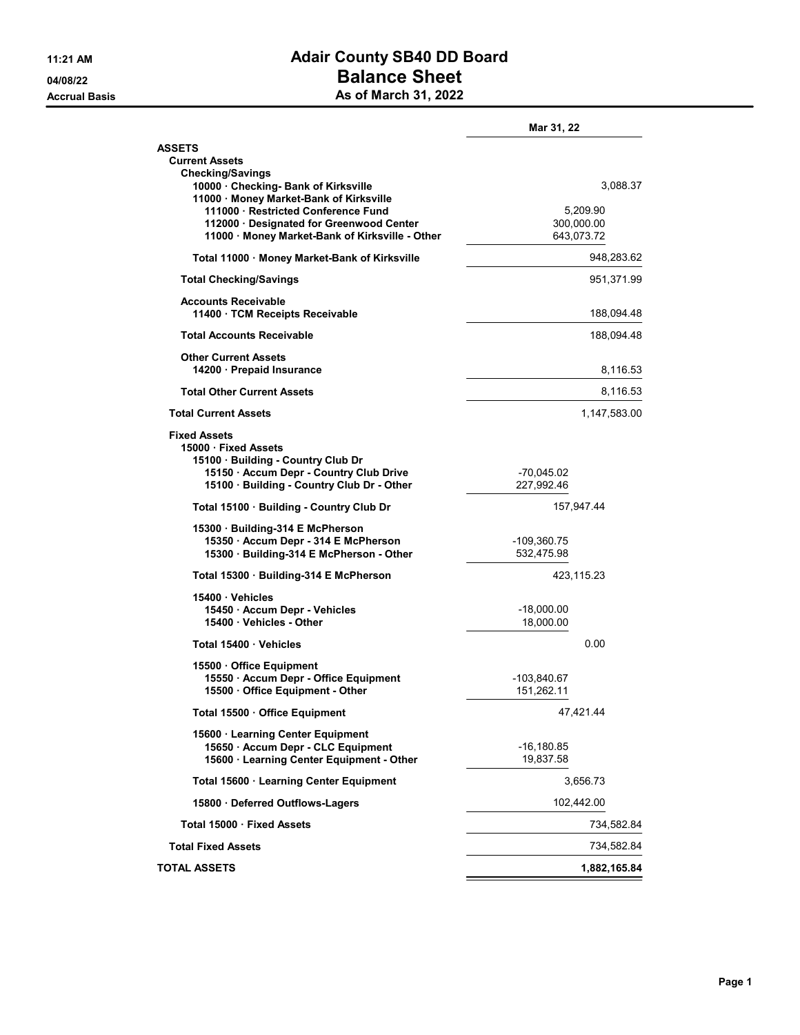# Adair County SB40 DD Board

## Balance Sheet

### As of March 31, 2022

11:21 AM
04/08/22
Accrual Basis

| | | Mar 31, 22 |
|---|---|---|
| **ASSETS** | | |
| **Current Assets** | | |
| **Checking/Savings** | | |
| 10000 · Checking- Bank of Kirksville | | 3,088.37 |
| 11000 · Money Market-Bank of Kirksville | | |
| 111000 · Restricted Conference Fund | 5,209.90 | |
| 112000 · Designated for Greenwood Center | 300,000.00 | |
| 11000 · Money Market-Bank of Kirksville - Other | 643,073.72 | |
| Total 11000 · Money Market-Bank of Kirksville | | 948,283.62 |
| **Total Checking/Savings** | | 951,371.99 |
| **Accounts Receivable** | | |
| 11400 · TCM Receipts Receivable | | 188,094.48 |
| **Total Accounts Receivable** | | 188,094.48 |
| **Other Current Assets** | | |
| 14200 · Prepaid Insurance | | 8,116.53 |
| **Total Other Current Assets** | | 8,116.53 |
| **Total Current Assets** | | 1,147,583.00 |
| **Fixed Assets** | | |
| 15000 · Fixed Assets | | |
| 15100 · Building - Country Club Dr | | |
| 15150 · Accum Depr - Country Club Drive | -70,045.02 | |
| 15100 · Building - Country Club Dr - Other | 227,992.46 | |
| Total 15100 · Building - Country Club Dr | 157,947.44 | |
| 15300 · Building-314 E McPherson | | |
| 15350 · Accum Depr - 314 E McPherson | -109,360.75 | |
| 15300 · Building-314 E McPherson - Other | 532,475.98 | |
| Total 15300 · Building-314 E McPherson | 423,115.23 | |
| 15400 · Vehicles | | |
| 15450 · Accum Depr - Vehicles | -18,000.00 | |
| 15400 · Vehicles - Other | 18,000.00 | |
| Total 15400 · Vehicles | 0.00 | |
| 15500 · Office Equipment | | |
| 15550 · Accum Depr - Office Equipment | -103,840.67 | |
| 15500 · Office Equipment - Other | 151,262.11 | |
| Total 15500 · Office Equipment | 47,421.44 | |
| 15600 · Learning Center Equipment | | |
| 15650 · Accum Depr - CLC Equipment | -16,180.85 | |
| 15600 · Learning Center Equipment - Other | 19,837.58 | |
| Total 15600 · Learning Center Equipment | 3,656.73 | |
| 15800 · Deferred Outflows-Lagers | 102,442.00 | |
| Total 15000 · Fixed Assets | | 734,582.84 |
| **Total Fixed Assets** | | 734,582.84 |
| **TOTAL ASSETS** | | **1,882,165.84** |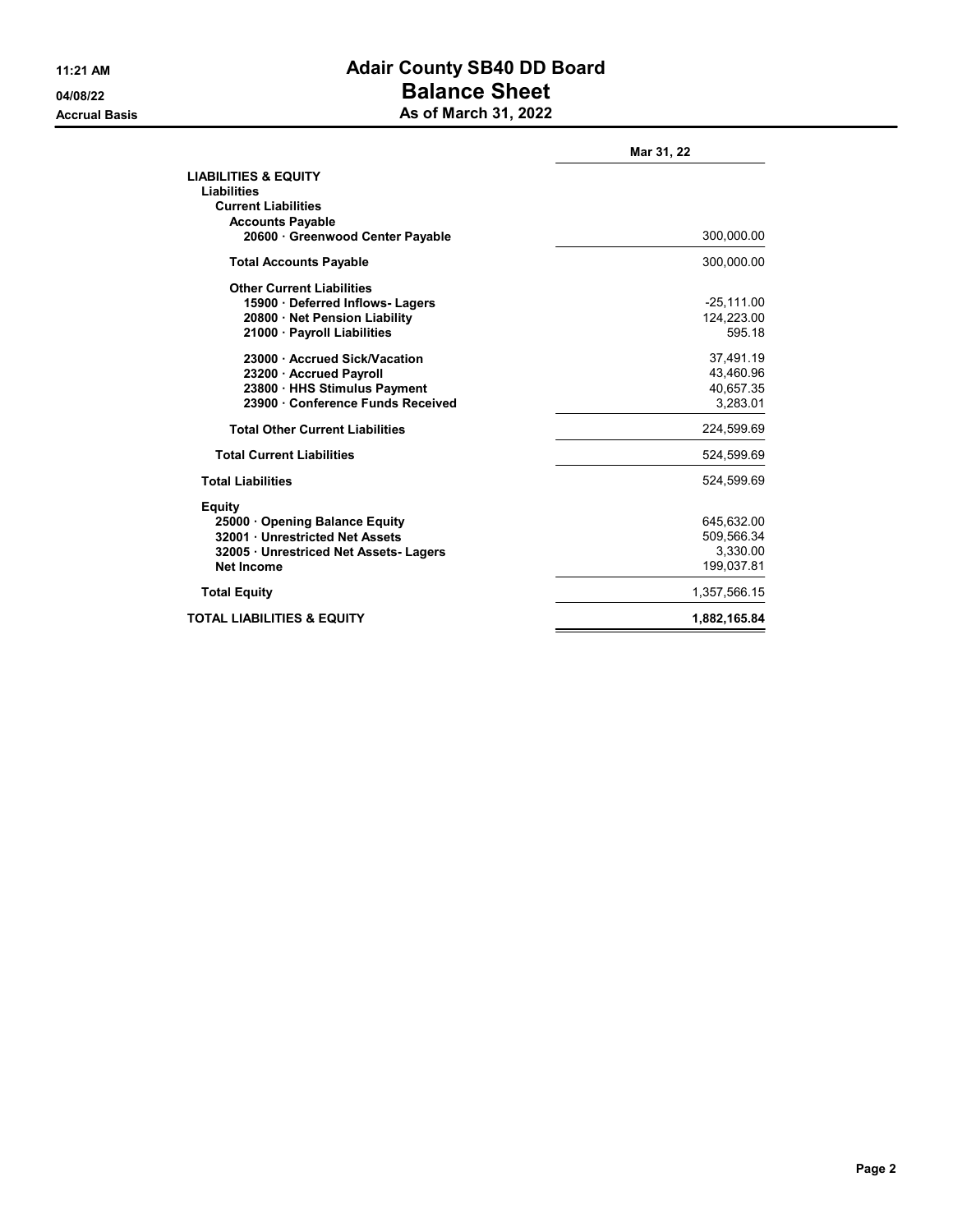# Adair County SB40 DD Board

## Balance Sheet

### As of March 31, 2022

11:21 AM
04/08/22
Accrual Basis

| | Mar 31, 22 |
|---|---|
| **LIABILITIES & EQUITY** | |
| **Liabilities** | |
| **Current Liabilities** | |
| **Accounts Payable** | |
| **20600 · Greenwood Center Payable** | 300,000.00 |
| **Total Accounts Payable** | 300,000.00 |
| **Other Current Liabilities** | |
| **15900 · Deferred Inflows- Lagers** | -25,111.00 |
| **20800 · Net Pension Liability** | 124,223.00 |
| **21000 · Payroll Liabilities** | 595.18 |
| **23000 · Accrued Sick/Vacation** | 37,491.19 |
| **23200 · Accrued Payroll** | 43,460.96 |
| **23800 · HHS Stimulus Payment** | 40,657.35 |
| **23900 · Conference Funds Received** | 3,283.01 |
| **Total Other Current Liabilities** | 224,599.69 |
| **Total Current Liabilities** | 524,599.69 |
| **Total Liabilities** | 524,599.69 |
| **Equity** | |
| **25000 · Opening Balance Equity** | 645,632.00 |
| **32001 · Unrestricted Net Assets** | 509,566.34 |
| **32005 · Unrestriced Net Assets- Lagers** | 3,330.00 |
| **Net Income** | 199,037.81 |
| **Total Equity** | 1,357,566.15 |
| **TOTAL LIABILITIES & EQUITY** | **1,882,165.84** |